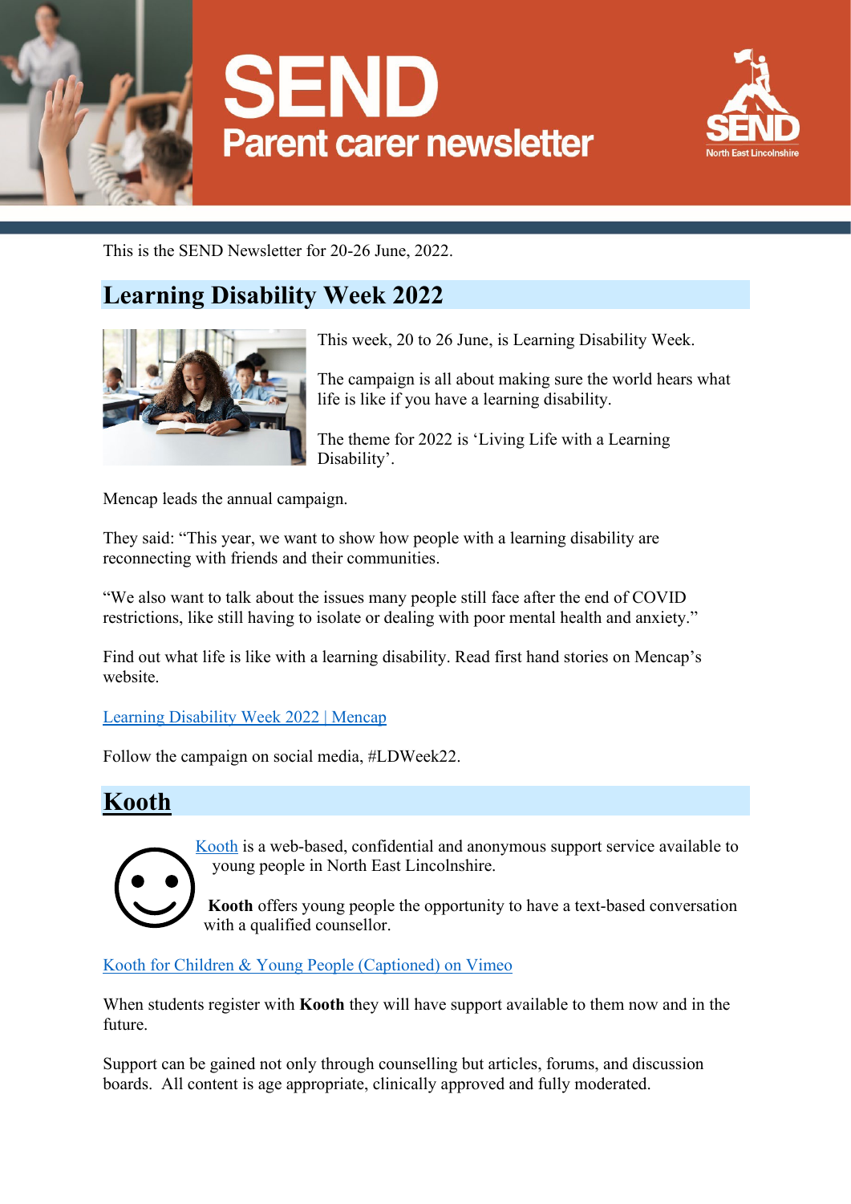# SEND
## Parent carer newsletter

This is the SEND Newsletter for 20-26 June, 2022.

## Learning Disability Week 2022

This week, 20 to 26 June, is Learning Disability Week.

The campaign is all about making sure the world hears what life is like if you have a learning disability.

The theme for 2022 is 'Living Life with a Learning Disability'.

Mencap leads the annual campaign.

They said: "This year, we want to show how people with a learning disability are reconnecting with friends and their communities.

"We also want to talk about the issues many people still face after the end of COVID restrictions, like still having to isolate or dealing with poor mental health and anxiety."

Find out what life is like with a learning disability. Read first hand stories on Mencap's website.

[Learning Disability Week 2022 | Mencap]

Follow the campaign on social media, #LDWeek22.

## Kooth

[Kooth] is a web-based, confidential and anonymous support service available to young people in North East Lincolnshire.

**Kooth** offers young people the opportunity to have a text-based conversation with a qualified counsellor.

[Kooth for Children & Young People (Captioned) on Vimeo]

When students register with **Kooth** they will have support available to them now and in the future.

Support can be gained not only through counselling but articles, forums, and discussion boards. All content is age appropriate, clinically approved and fully moderated.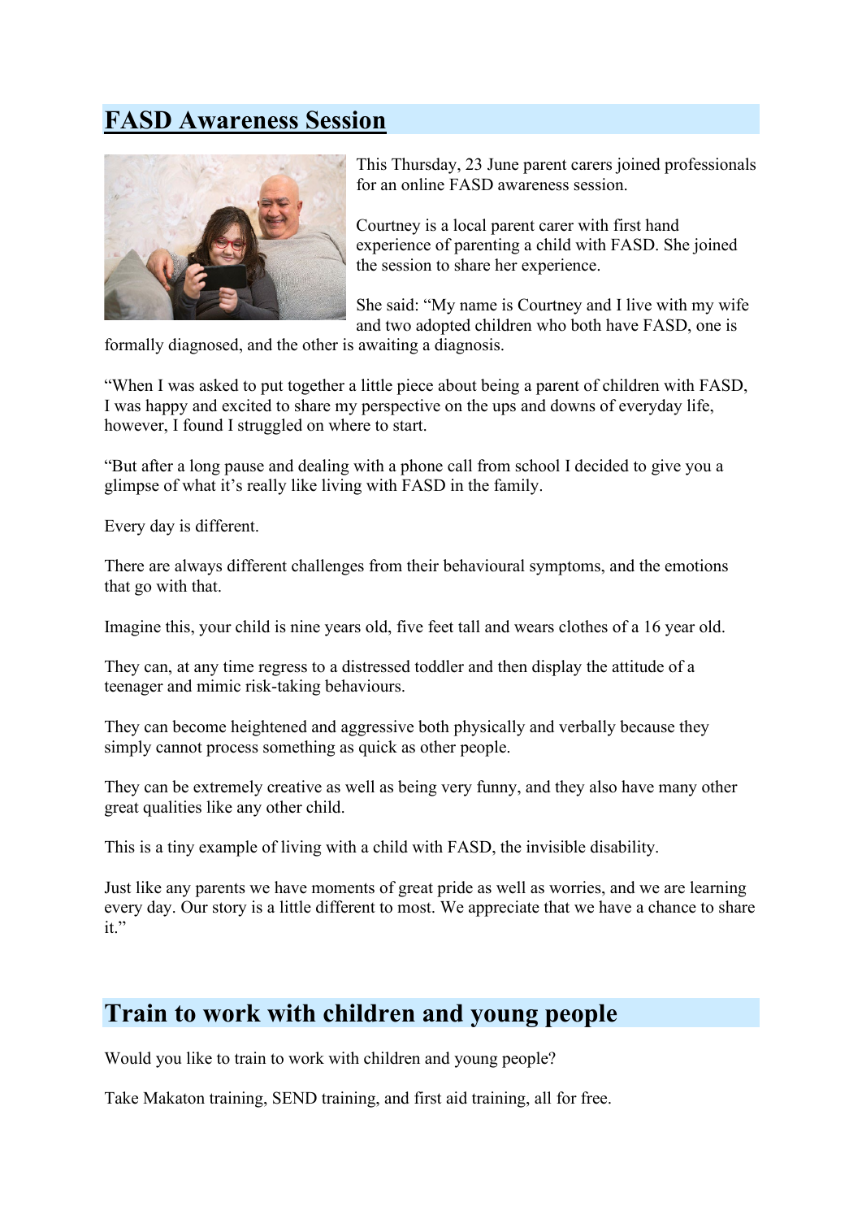## FASD Awareness Session

This Thursday, 23 June parent carers joined professionals for an online FASD awareness session.

Courtney is a local parent carer with first hand experience of parenting a child with FASD. She joined the session to share her experience.

She said: "My name is Courtney and I live with my wife and two adopted children who both have FASD, one is formally diagnosed, and the other is awaiting a diagnosis.

"When I was asked to put together a little piece about being a parent of children with FASD, I was happy and excited to share my perspective on the ups and downs of everyday life, however, I found I struggled on where to start.

"But after a long pause and dealing with a phone call from school I decided to give you a glimpse of what it's really like living with FASD in the family.

Every day is different.

There are always different challenges from their behavioural symptoms, and the emotions that go with that.

Imagine this, your child is nine years old, five feet tall and wears clothes of a 16 year old.

They can, at any time regress to a distressed toddler and then display the attitude of a teenager and mimic risk-taking behaviours.

They can become heightened and aggressive both physically and verbally because they simply cannot process something as quick as other people.

They can be extremely creative as well as being very funny, and they also have many other great qualities like any other child.

This is a tiny example of living with a child with FASD, the invisible disability.

Just like any parents we have moments of great pride as well as worries, and we are learning every day. Our story is a little different to most. We appreciate that we have a chance to share it."

## Train to work with children and young people

Would you like to train to work with children and young people?

Take Makaton training, SEND training, and first aid training, all for free.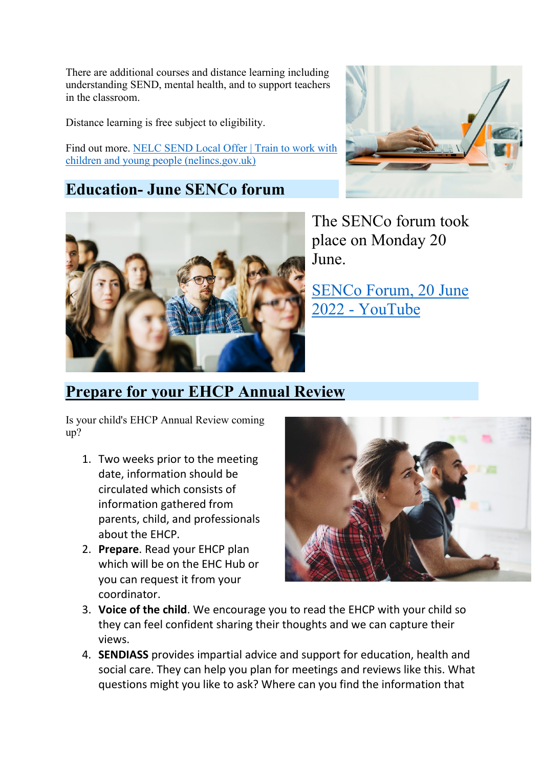There are additional courses and distance learning including understanding SEND, mental health, and to support teachers in the classroom.

Distance learning is free subject to eligibility.

Find out more. [NELC SEND Local Offer | Train to work with children and young people (nelincs.gov.uk)]

## Education- June SENCo forum

The SENCo forum took place on Monday 20 June.

[SENCo Forum, 20 June 2022 - YouTube]

## Prepare for your EHCP Annual Review

Is your child's EHCP Annual Review coming up?

1. Two weeks prior to the meeting date, information should be circulated which consists of information gathered from parents, child, and professionals about the EHCP.
2. **Prepare**. Read your EHCP plan which will be on the EHC Hub or you can request it from your coordinator.
3. **Voice of the child**. We encourage you to read the EHCP with your child so they can feel confident sharing their thoughts and we can capture their views.
4. **SENDIASS** provides impartial advice and support for education, health and social care. They can help you plan for meetings and reviews like this. What questions might you like to ask? Where can you find the information that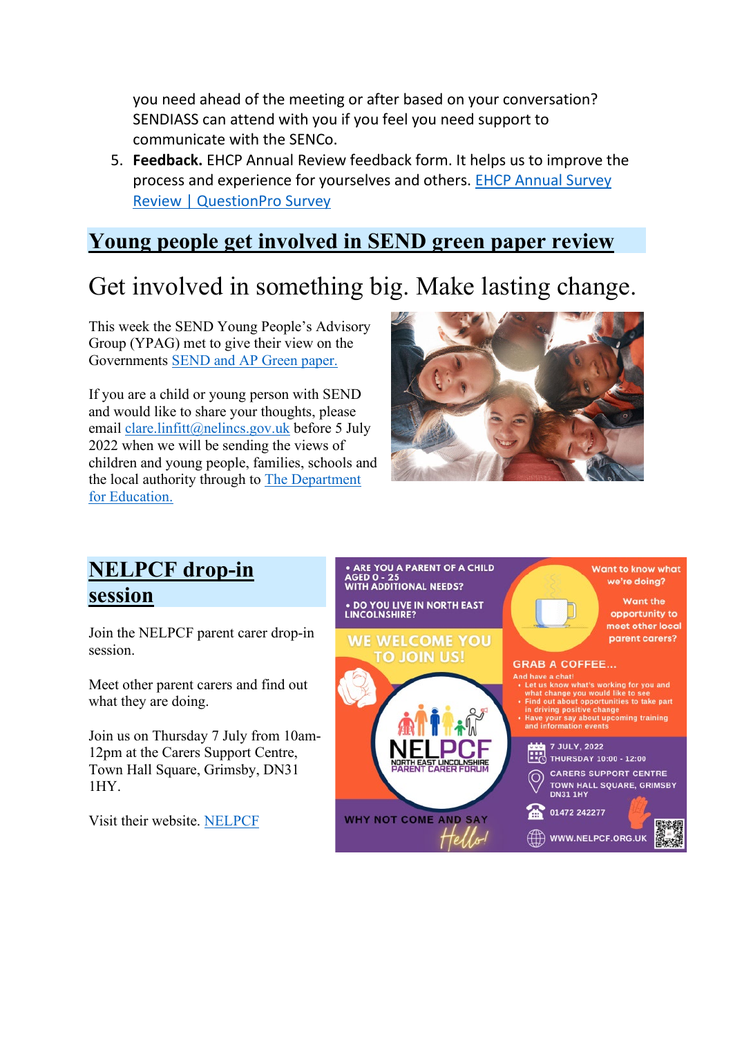you need ahead of the meeting or after based on your conversation? SENDIASS can attend with you if you feel you need support to communicate with the SENCo.

5. **Feedback.** EHCP Annual Review feedback form. It helps us to improve the process and experience for yourselves and others. [EHCP Annual Survey Review | QuestionPro Survey]()

## Young people get involved in SEND green paper review

# Get involved in something big. Make lasting change.

This week the SEND Young People's Advisory Group (YPAG) met to give their view on the Governments [SEND and AP Green paper.]()

If you are a child or young person with SEND and would like to share your thoughts, please email [clare.linfitt@nelincs.gov.uk]() before 5 July 2022 when we will be sending the views of children and young people, families, schools and the local authority through to [The Department for Education.]()

## NELPCF drop-in session

Join the NELPCF parent carer drop-in session.

Meet other parent carers and find out what they are doing.

Join us on Thursday 7 July from 10am-12pm at the Carers Support Centre, Town Hall Square, Grimsby, DN31 1HY.

Visit their website. [NELPCF]()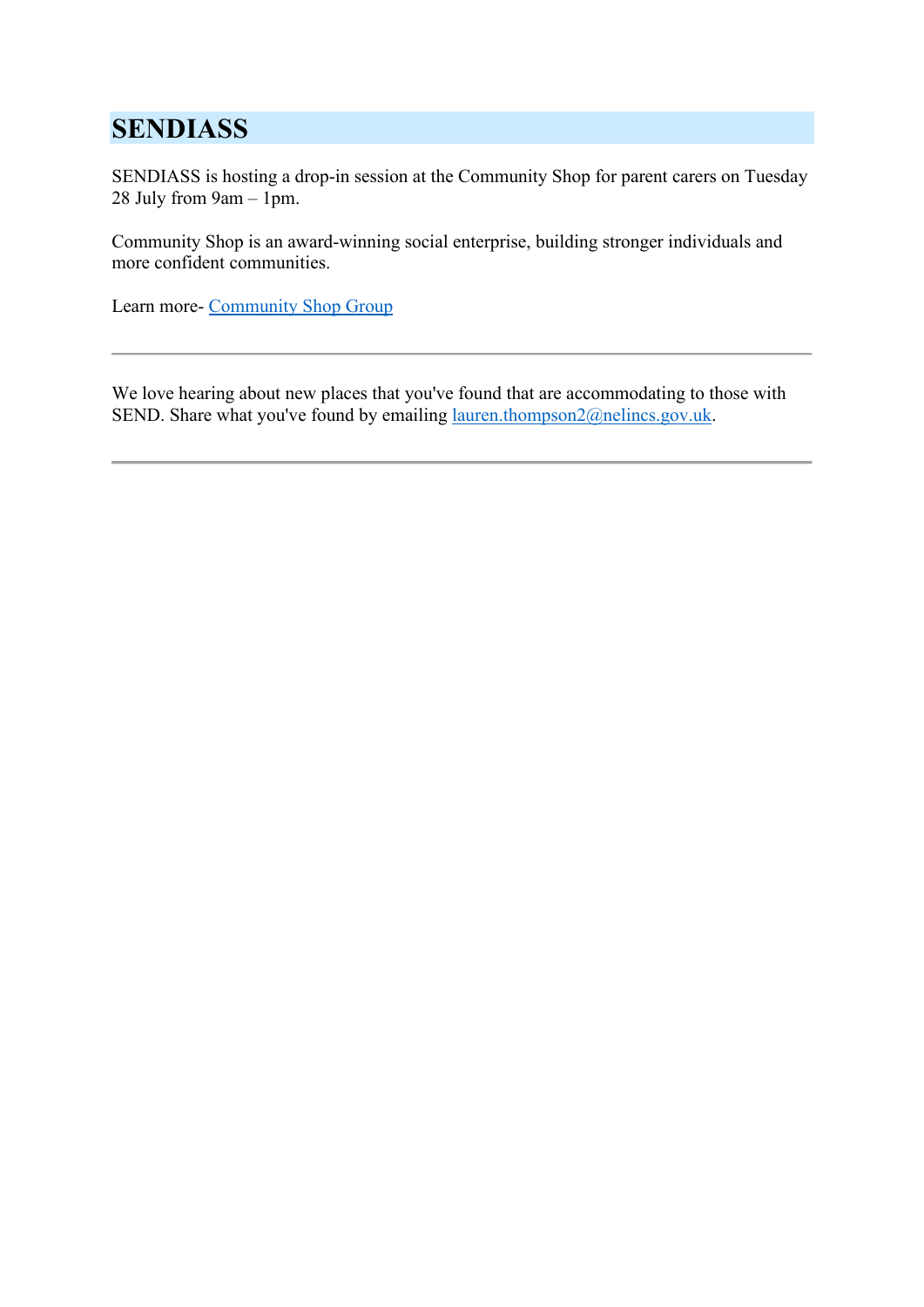## SENDIASS

SENDIASS is hosting a drop-in session at the Community Shop for parent carers on Tuesday 28 July from 9am – 1pm.

Community Shop is an award-winning social enterprise, building stronger individuals and more confident communities.

Learn more- Community Shop Group

---

We love hearing about new places that you've found that are accommodating to those with SEND. Share what you've found by emailing lauren.thompson2@nelincs.gov.uk.

---